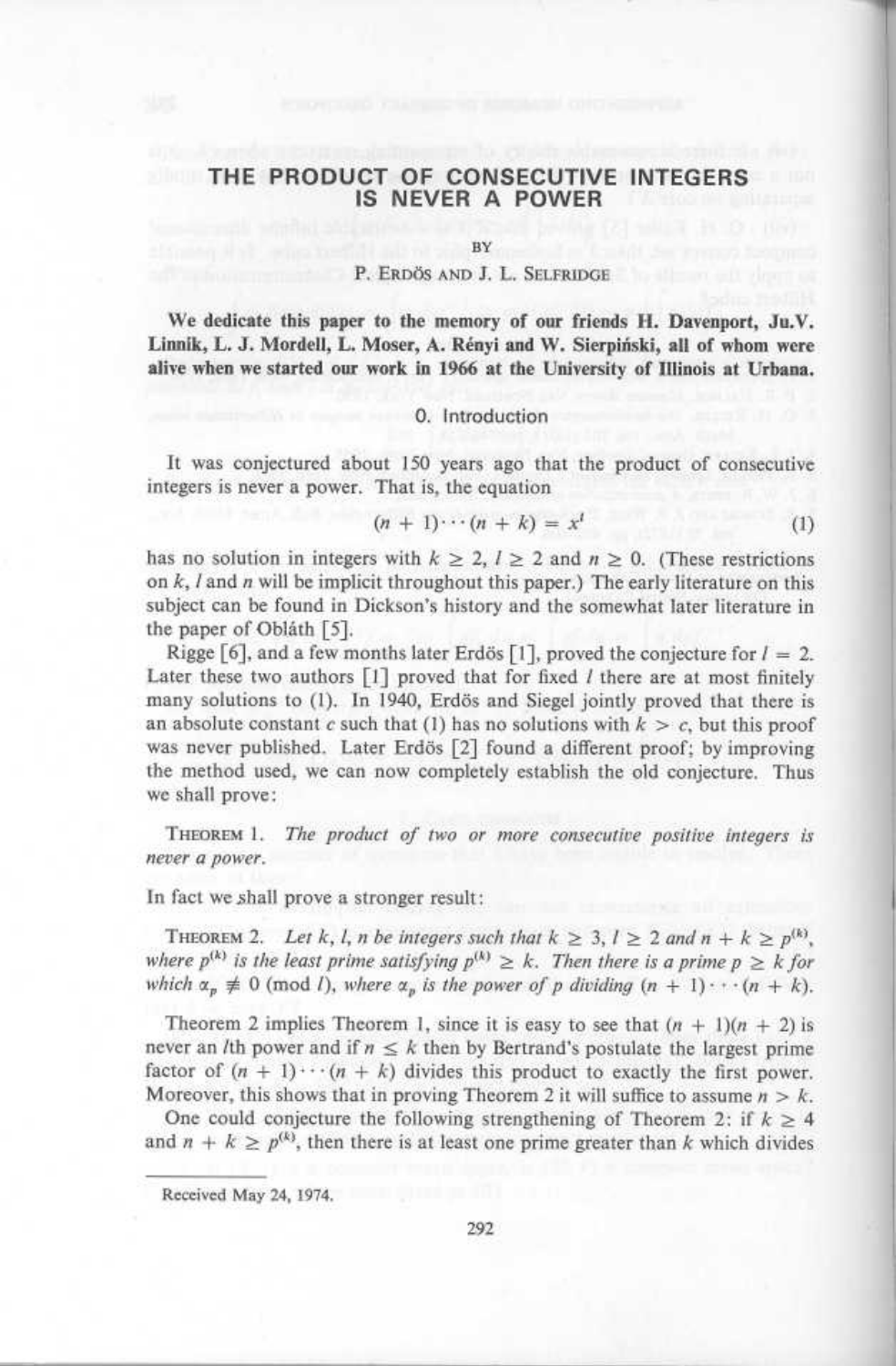# THE PRODUCT OF CONSECUTIVE INTEGERS IS NEVER A POWER

BY

P. ERDÖS AND J. L. SELFRIDGE

**We dedicate this paper to the memory of our friends H. Davenport, Ju.V. Linnik, L. J. Mordell, L. Moser, A. Rényi and W. Sierpiński, all of whom were alive when we started our work in 1966 at the University of Illinois at Urbana.**

## 0. Introduction

It was conjectured about 150 years ago that the product of consecutive integers is never a power. That is, the equation

$$(n + 1) \cdots (n + k) = x^l \tag{1}$$

has no solution in integers with $k \geq 2$, $l \geq 2$ and $n \geq 0$. (These restrictions on $k$, $l$ and $n$ will be implicit throughout this paper.) The early literature on this subject can be found in Dickson's history and the somewhat later literature in the paper of Obláth [5].

Rigge [6], and a few months later Erdös [1], proved the conjecture for $l = 2$. Later these two authors [1] proved that for fixed $l$ there are at most finitely many solutions to (1). In 1940, Erdös and Siegel jointly proved that there is an absolute constant $c$ such that (1) has no solutions with $k > c$, but this proof was never published. Later Erdös [2] found a different proof; by improving the method used, we can now completely establish the old conjecture. Thus we shall prove:

THEOREM 1. *The product of two or more consecutive positive integers is never a power.*

In fact we shall prove a stronger result:

THEOREM 2. *Let $k$, $l$, $n$ be integers such that $k \geq 3$, $l \geq 2$ and $n + k \geq p^{(k)}$, where $p^{(k)}$ is the least prime satisfying $p^{(k)} \geq k$. Then there is a prime $p \geq k$ for which $\alpha_p \not\equiv 0 \pmod{l}$, where $\alpha_p$ is the power of $p$ dividing $(n + 1) \cdots (n + k)$.*

Theorem 2 implies Theorem 1, since it is easy to see that $(n + 1)(n + 2)$ is never an $l$th power and if $n \leq k$ then by Bertrand's postulate the largest prime factor of $(n + 1) \cdots (n + k)$ divides this product to exactly the first power. Moreover, this shows that in proving Theorem 2 it will suffice to assume $n > k$.

One could conjecture the following strengthening of Theorem 2: if $k \geq 4$ and $n + k \geq p^{(k)}$, then there is at least one prime greater than $k$ which divides

---

Received May 24, 1974.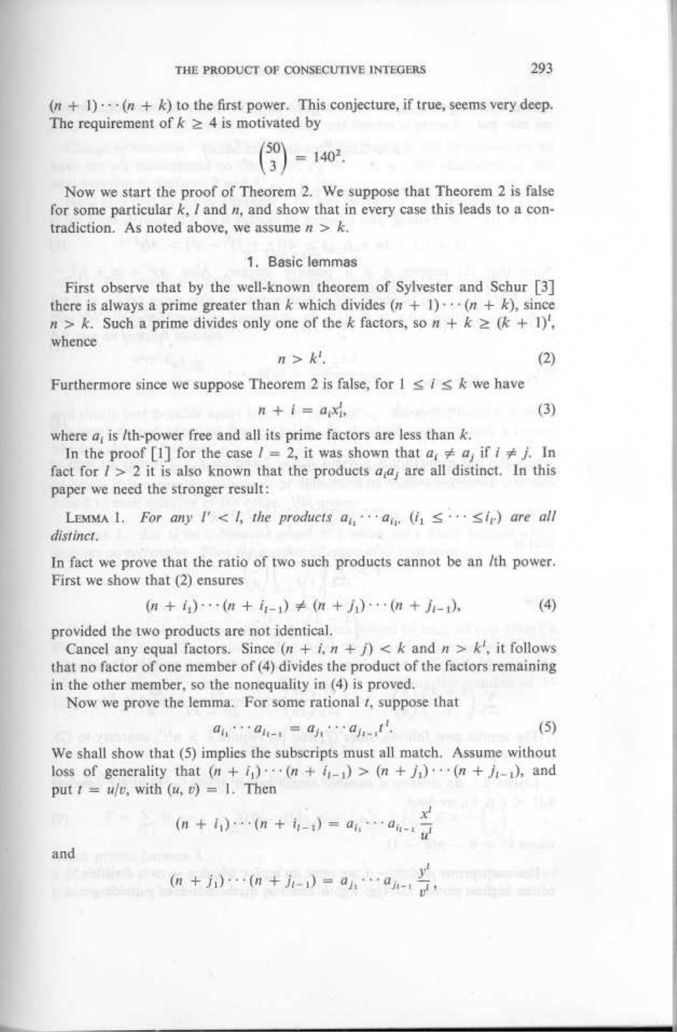$(n+1)\cdots(n+k)$ to the first power. This conjecture, if true, seems very deep. The requirement of $k \geq 4$ is motivated by

$$\binom{50}{3} = 140^2.$$

Now we start the proof of Theorem 2. We suppose that Theorem 2 is false for some particular $k$, $l$ and $n$, and show that in every case this leads to a contradiction. As noted above, we assume $n > k$.

## 1. Basic lemmas

First observe that by the well-known theorem of Sylvester and Schur [3] there is always a prime greater than $k$ which divides $(n+1)\cdots(n+k)$, since $n > k$. Such a prime divides only one of the $k$ factors, so $n + k \geq (k+1)^l$, whence

$$n > k^l. \tag{2}$$

Furthermore since we suppose Theorem 2 is false, for $1 \leq i \leq k$ we have

$$n + i = a_i x_i^l, \tag{3}$$

where $a_i$ is $l$th-power free and all its prime factors are less than $k$.

In the proof [1] for the case $l = 2$, it was shown that $a_i \neq a_j$ if $i \neq j$. In fact for $l > 2$ it is also known that the products $a_i a_j$ are all distinct. In this paper we need the stronger result:

LEMMA 1. *For any $l' < l$, the products $a_{i_1} \cdots a_{i_{l'}}$ $(i_1 \leq \cdots \leq i_{l'})$ are all distinct.*

In fact we prove that the ratio of two such products cannot be an $l$th power. First we show that (2) ensures

$$(n + i_1)\cdots(n + i_{l-1}) \neq (n + j_1)\cdots(n + j_{l-1}), \tag{4}$$

provided the two products are not identical.

Cancel any equal factors. Since $(n + i, n + j) < k$ and $n > k^l$, it follows that no factor of one member of (4) divides the product of the factors remaining in the other member, so the nonequality in (4) is proved.

Now we prove the lemma. For some rational $t$, suppose that

$$a_{i_1} \cdots a_{i_{l-1}} = a_{j_1} \cdots a_{j_{l-1}} t^l. \tag{5}$$

We shall show that (5) implies the subscripts must all match. Assume without loss of generality that $(n + i_1)\cdots(n + i_{l-1}) > (n + j_1)\cdots(n + j_{l-1})$, and put $t = u/v$, with $(u, v) = 1$. Then

$$(n + i_1)\cdots(n + i_{l-1}) = a_{i_1} \cdots a_{i_{l-1}} \frac{x^l}{u^l}$$

and

$$(n + j_1)\cdots(n + j_{l-1}) = a_{j_1} \cdots a_{j_{l-1}} \frac{y^l}{v^l},$$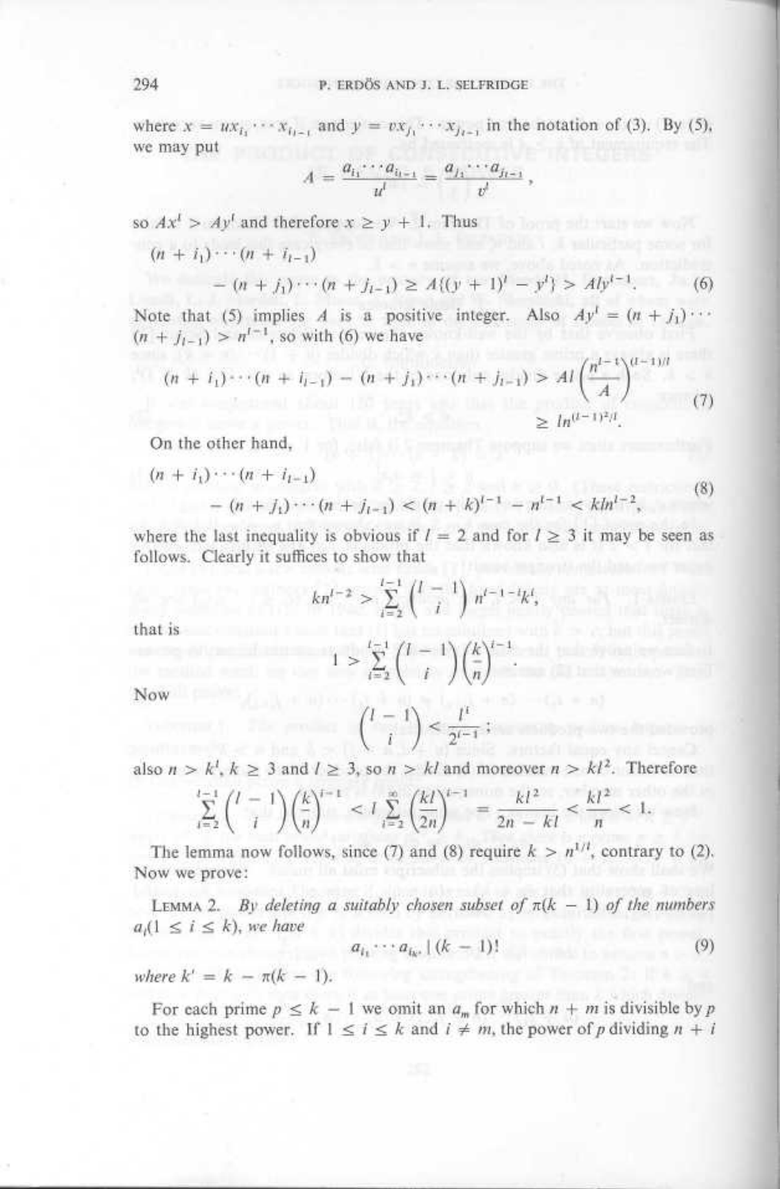where $x = ux_{i_1} \cdots x_{i_{l-1}}$ and $y = vx_{j_1} \cdots x_{j_{l-1}}$ in the notation of (3). By (5), we may put

$$A = \frac{a_{i_1} \cdots a_{i_{l-1}}}{u^l} = \frac{a_{j_1} \cdots a_{j_{l-1}}}{v^l},$$

so $Ax^l > Ay^l$ and therefore $x \geq y + 1$. Thus

$$(n + i_1) \cdots (n + i_{l-1}) \\ - (n + j_1) \cdots (n + j_{l-1}) \geq A\{(y+1)^l - y^l\} > Aly^{l-1}. \tag{6}$$

Note that (5) implies $A$ is a positive integer. Also $Ay^l = (n + j_1) \cdots (n + j_{l-1}) > n^{l-1}$, so with (6) we have

$$(n + i_1) \cdots (n + i_{l-1}) - (n + j_1) \cdots (n + j_{l-1}) > Al\left(\frac{n^{l-1}}{A}\right)^{(l-1)/l} \\ \geq ln^{(l-1)^2/l}. \tag{7}$$

On the other hand,

$$(n + i_1) \cdots (n + i_{l-1}) \\ - (n + j_1) \cdots (n + j_{l-1}) < (n+k)^{l-1} - n^{l-1} < kln^{l-2}, \tag{8}$$

where the last inequality is obvious if $l = 2$ and for $l \geq 3$ it may be seen as follows. Clearly it suffices to show that

$$kn^{l-2} > \sum_{i=2}^{l-1} \binom{l-1}{i} n^{l-1-i} k^i,$$

that is

$$1 > \sum_{i=2}^{l-1} \binom{l-1}{i} \left(\frac{k}{n}\right)^{i-1}.$$

Now

$$\binom{l-1}{i} < \frac{l^i}{2^{i-1}};$$

also $n > k^l$, $k \geq 3$ and $l \geq 3$, so $n > kl$ and moreover $n > kl^2$. Therefore

$$\sum_{i=2}^{l-1} \binom{l-1}{i} \left(\frac{k}{n}\right)^{i-1} < l \sum_{i=2}^{\infty} \left(\frac{kl}{2n}\right)^{i-1} = \frac{kl^2}{2n - kl} < \frac{kl^2}{n} < 1.$$

The lemma now follows, since (7) and (8) require $k > n^{1/l}$, contrary to (2). Now we prove:

LEMMA 2. *By deleting a suitably chosen subset of $\pi(k-1)$ of the numbers $a_i (1 \leq i \leq k)$, we have*

$$a_{i_1} \cdots a_{i_{k'}} \mid (k-1)! \tag{9}$$

*where $k' = k - \pi(k-1)$.*

For each prime $p \leq k - 1$ we omit an $a_m$ for which $n + m$ is divisible by $p$ to the highest power. If $1 \leq i \leq k$ and $i \neq m$, the power of $p$ dividing $n + i$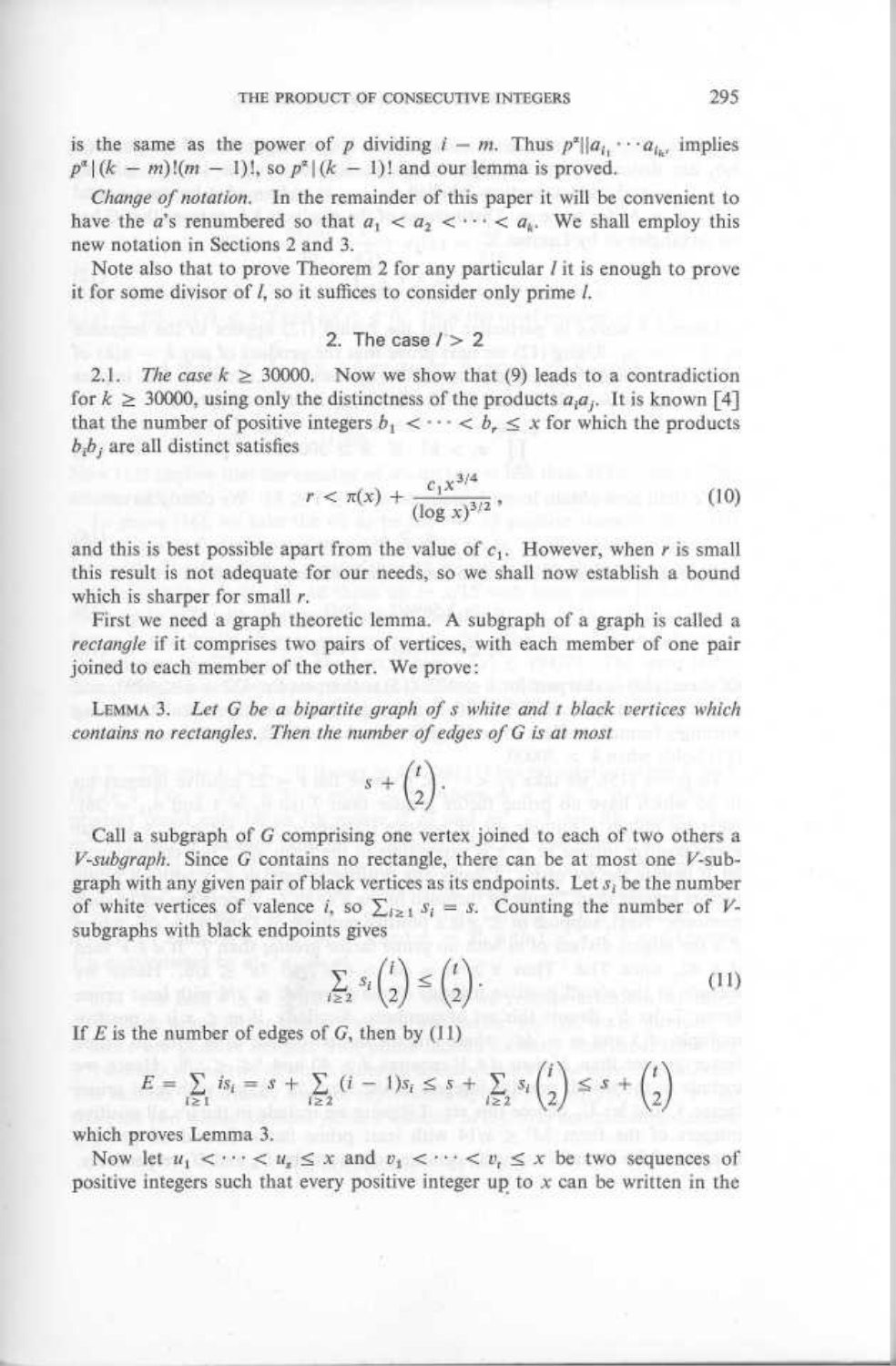is the same as the power of $p$ dividing $i - m$. Thus $p^\alpha \| a_{i_1} \cdots a_{i_k}$, implies $p^\alpha | (k-m)!(m-1)!$, so $p^\alpha | (k-1)!$ and our lemma is proved.

*Change of notation.* In the remainder of this paper it will be convenient to have the $a$'s renumbered so that $a_1 < a_2 < \cdots < a_k$. We shall employ this new notation in Sections 2 and 3.

Note also that to prove Theorem 2 for any particular $l$ it is enough to prove it for some divisor of $l$, so it suffices to consider only prime $l$.

## 2. The case $l > 2$

2.1. *The case* $k \geq 30000$. Now we show that (9) leads to a contradiction for $k \geq 30000$, using only the distinctness of the products $a_i a_j$. It is known [4] that the number of positive integers $b_1 < \cdots < b_r \leq x$ for which the products $b_i b_j$ are all distinct satisfies

$$r < \pi(x) + \frac{c_1 x^{3/4}}{(\log x)^{3/2}}, \tag{10}$$

and this is best possible apart from the value of $c_1$. However, when $r$ is small this result is not adequate for our needs, so we shall now establish a bound which is sharper for small $r$.

First we need a graph theoretic lemma. A subgraph of a graph is called a *rectangle* if it comprises two pairs of vertices, with each member of one pair joined to each member of the other. We prove:

LEMMA 3. *Let $G$ be a bipartite graph of $s$ white and $t$ black vertices which contains no rectangles. Then the number of edges of $G$ is at most*

$$s + \binom{t}{2}.$$

Call a subgraph of $G$ comprising one vertex joined to each of two others a *V-subgraph.* Since $G$ contains no rectangle, there can be at most one $V$-subgraph with any given pair of black vertices as its endpoints. Let $s_i$ be the number of white vertices of valence $i$, so $\sum_{i \geq 1} s_i = s$. Counting the number of $V$-subgraphs with black endpoints gives

$$\sum_{i \geq 2} s_i \binom{i}{2} \leq \binom{t}{2}. \tag{11}$$

If $E$ is the number of edges of $G$, then by (11)

$$E = \sum_{i \geq 1} i s_i = s + \sum_{i \geq 2} (i-1) s_i \leq s + \sum_{i \geq 2} s_i \binom{i}{2} \leq s + \binom{t}{2}$$

which proves Lemma 3.

Now let $u_1 < \cdots < u_s \leq x$ and $v_1 < \cdots < v_t \leq x$ be two sequences of positive integers such that every positive integer up to $x$ can be written in the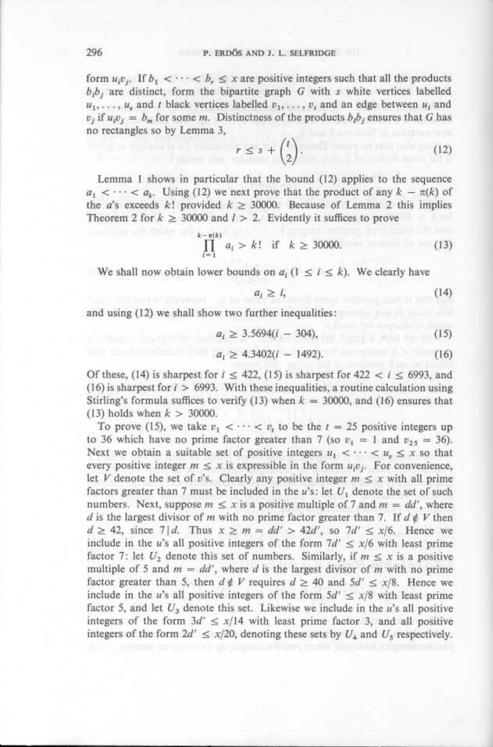form $u_iv_j$. If $b_1 < \cdots < b_r \le x$ are positive integers such that all the products $b_ib_j$ are distinct, form the bipartite graph $G$ with $s$ white vertices labelled $u_1, \ldots, u_s$ and $t$ black vertices labelled $v_1, \ldots, v_t$ and an edge between $u_i$ and $v_j$ if $u_iv_j = b_m$ for some $m$. Distinctness of the products $b_ib_j$ ensures that $G$ has no rectangles so by Lemma 3,

$$r \le s + \binom{t}{2}. \tag{12}$$

Lemma 1 shows in particular that the bound (12) applies to the sequence $a_1 < \cdots < a_k$. Using (12) we next prove that the product of any $k - \pi(k)$ of the $a$'s exceeds $k!$ provided $k \ge 30000$. Because of Lemma 2 this implies Theorem 2 for $k \ge 30000$ and $l > 2$. Evidently it suffices to prove

$$\prod_{i=1}^{k-\pi(k)} a_i > k! \quad \text{if} \quad k \ge 30000. \tag{13}$$

We shall now obtain lower bounds on $a_i$ $(1 \le i \le k)$. We clearly have

$$a_i \ge i, \tag{14}$$

and using (12) we shall show two further inequalities:

$$a_i \ge 3.5694(i - 304), \tag{15}$$

$$a_i \ge 4.3402(i - 1492). \tag{16}$$

Of these, (14) is sharpest for $i \le 422$, (15) is sharpest for $422 < i \le 6993$, and (16) is sharpest for $i > 6993$. With these inequalities, a routine calculation using Stirling's formula suffices to verify (13) when $k = 30000$, and (16) ensures that (13) holds when $k > 30000$.

To prove (15), we take $v_1 < \cdots < v_t$ to be the $t = 25$ positive integers up to 36 which have no prime factor greater than 7 (so $v_1 = 1$ and $v_{25} = 36$). Next we obtain a suitable set of positive integers $u_1 < \cdots < u_s \le x$ so that every positive integer $m \le x$ is expressible in the form $u_iv_j$. For convenience, let $V$ denote the set of $v$'s. Clearly any positive integer $m \le x$ with all prime factors greater than 7 must be included in the $u$'s: let $U_1$ denote the set of such numbers. Next, suppose $m \le x$ is a positive multiple of 7 and $m = dd'$, where $d$ is the largest divisor of $m$ with no prime factor greater than 7. If $d \notin V$ then $d \ge 42$, since $7 \mid d$. Thus $x \ge m = dd' > 42d'$, so $7d' \le x/6$. Hence we include in the $u$'s all positive integers of the form $7d' \le x/6$ with least prime factor 7: let $U_2$ denote this set of numbers. Similarly, if $m \le x$ is a positive multiple of 5 and $m = dd'$, where $d$ is the largest divisor of $m$ with no prime factor greater than 5, then $d \notin V$ requires $d \ge 40$ and $5d' \le x/8$. Hence we include in the $u$'s all positive integers of the form $5d' \le x/8$ with least prime factor 5, and let $U_3$ denote this set. Likewise we include in the $u$'s all positive integers of the form $3d' \le x/14$ with least prime factor 3, and all positive integers of the form $2d' \le x/20$, denoting these sets by $U_4$ and $U_5$ respectively.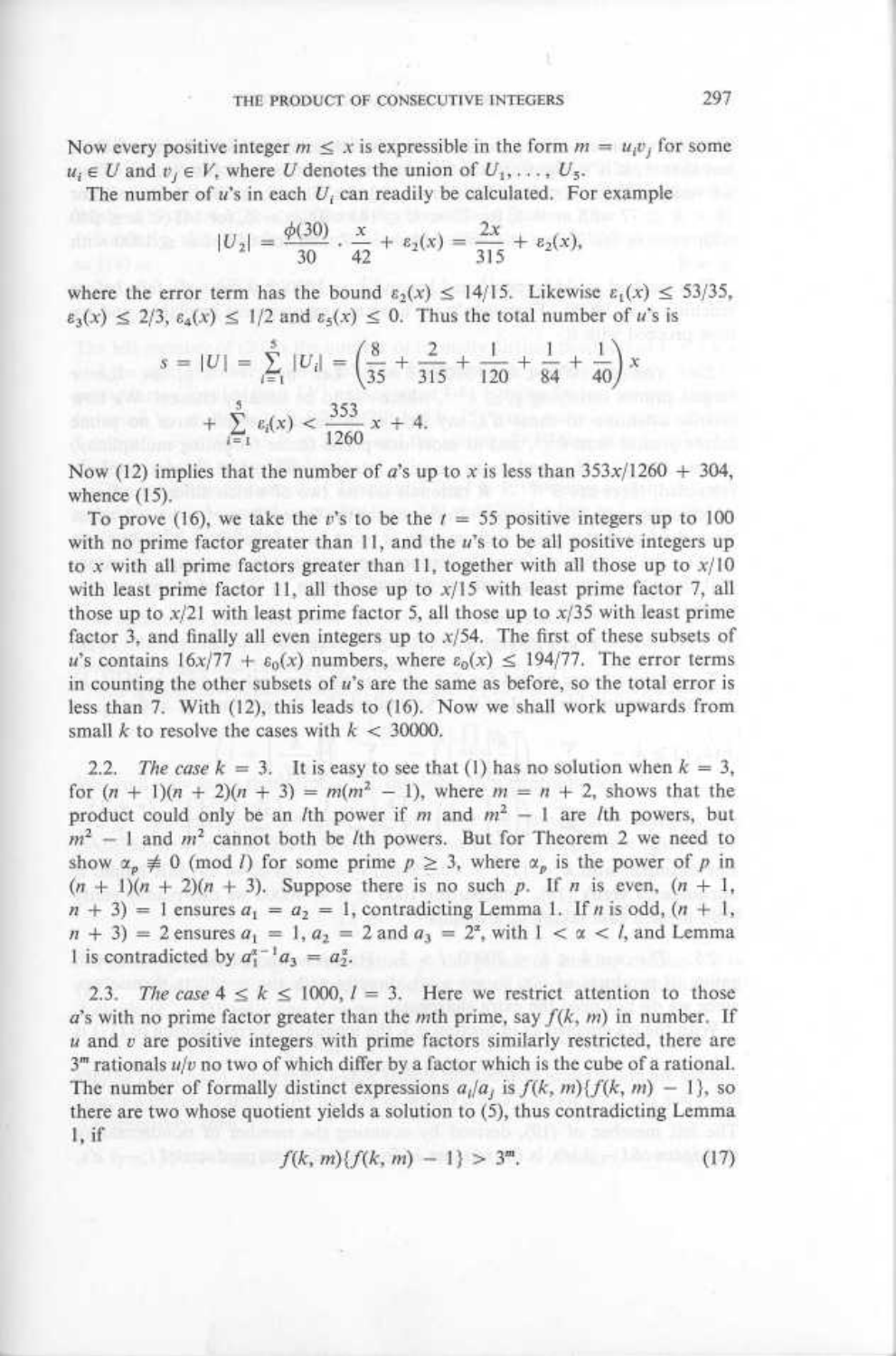Now every positive integer $m \leq x$ is expressible in the form $m = u_i v_j$ for some $u_i \in U$ and $v_j \in V$, where $U$ denotes the union of $U_1, \ldots, U_5$.

The number of $u$'s in each $U_i$ can readily be calculated. For example

$$|U_2| = \frac{\phi(30)}{30} \cdot \frac{x}{42} + \varepsilon_2(x) = \frac{2x}{315} + \varepsilon_2(x),$$

where the error term has the bound $\varepsilon_2(x) \leq 14/15$. Likewise $\varepsilon_1(x) \leq 53/35$, $\varepsilon_3(x) \leq 2/3$, $\varepsilon_4(x) \leq 1/2$ and $\varepsilon_5(x) \leq 0$. Thus the total number of $u$'s is

$$s = |U| = \sum_{i=1}^{5} |U_i| = \left(\frac{8}{35} + \frac{2}{315} + \frac{1}{120} + \frac{1}{84} + \frac{1}{40}\right) x$$
$$+ \sum_{i=1}^{5} \varepsilon_i(x) < \frac{353}{1260} x + 4.$$

Now (12) implies that the number of $a$'s up to $x$ is less than $353x/1260 + 304$, whence (15).

To prove (16), we take the $v$'s to be the $t = 55$ positive integers up to 100 with no prime factor greater than 11, and the $u$'s to be all positive integers up to $x$ with all prime factors greater than 11, together with all those up to $x/10$ with least prime factor 11, all those up to $x/15$ with least prime factor 7, all those up to $x/21$ with least prime factor 5, all those up to $x/35$ with least prime factor 3, and finally all even integers up to $x/54$. The first of these subsets of $u$'s contains $16x/77 + \varepsilon_0(x)$ numbers, where $\varepsilon_0(x) \leq 194/77$. The error terms in counting the other subsets of $u$'s are the same as before, so the total error is less than 7. With (12), this leads to (16). Now we shall work upwards from small $k$ to resolve the cases with $k < 30000$.

2.2. *The case* $k = 3$. It is easy to see that (1) has no solution when $k = 3$, for $(n+1)(n+2)(n+3) = m(m^2 - 1)$, where $m = n + 2$, shows that the product could only be an $l$th power if $m$ and $m^2 - 1$ are $l$th powers, but $m^2 - 1$ and $m^2$ cannot both be $l$th powers. But for Theorem 2 we need to show $\alpha_p \not\equiv 0 \pmod{l}$ for some prime $p \geq 3$, where $\alpha_p$ is the power of $p$ in $(n+1)(n+2)(n+3)$. Suppose there is no such $p$. If $n$ is even, $(n+1, n+3) = 1$ ensures $a_1 = a_2 = 1$, contradicting Lemma 1. If $n$ is odd, $(n+1, n+3) = 2$ ensures $a_1 = 1$, $a_2 = 2$ and $a_3 = 2^\alpha$, with $1 < \alpha < l$, and Lemma 1 is contradicted by $a_1^{\alpha - 1} a_3 = a_2^\alpha$.

2.3. *The case* $4 \leq k \leq 1000$, $l = 3$. Here we restrict attention to those $a$'s with no prime factor greater than the $m$th prime, say $f(k, m)$ in number. If $u$ and $v$ are positive integers with prime factors similarly restricted, there are $3^m$ rationals $u/v$ no two of which differ by a factor which is the cube of a rational. The number of formally distinct expressions $a_i/a_j$ is $f(k, m)\{f(k, m) - 1\}$, so there are two whose quotient yields a solution to (5), thus contradicting Lemma 1, if

$$f(k, m)\{f(k, m) - 1\} > 3^m. \tag{17}$$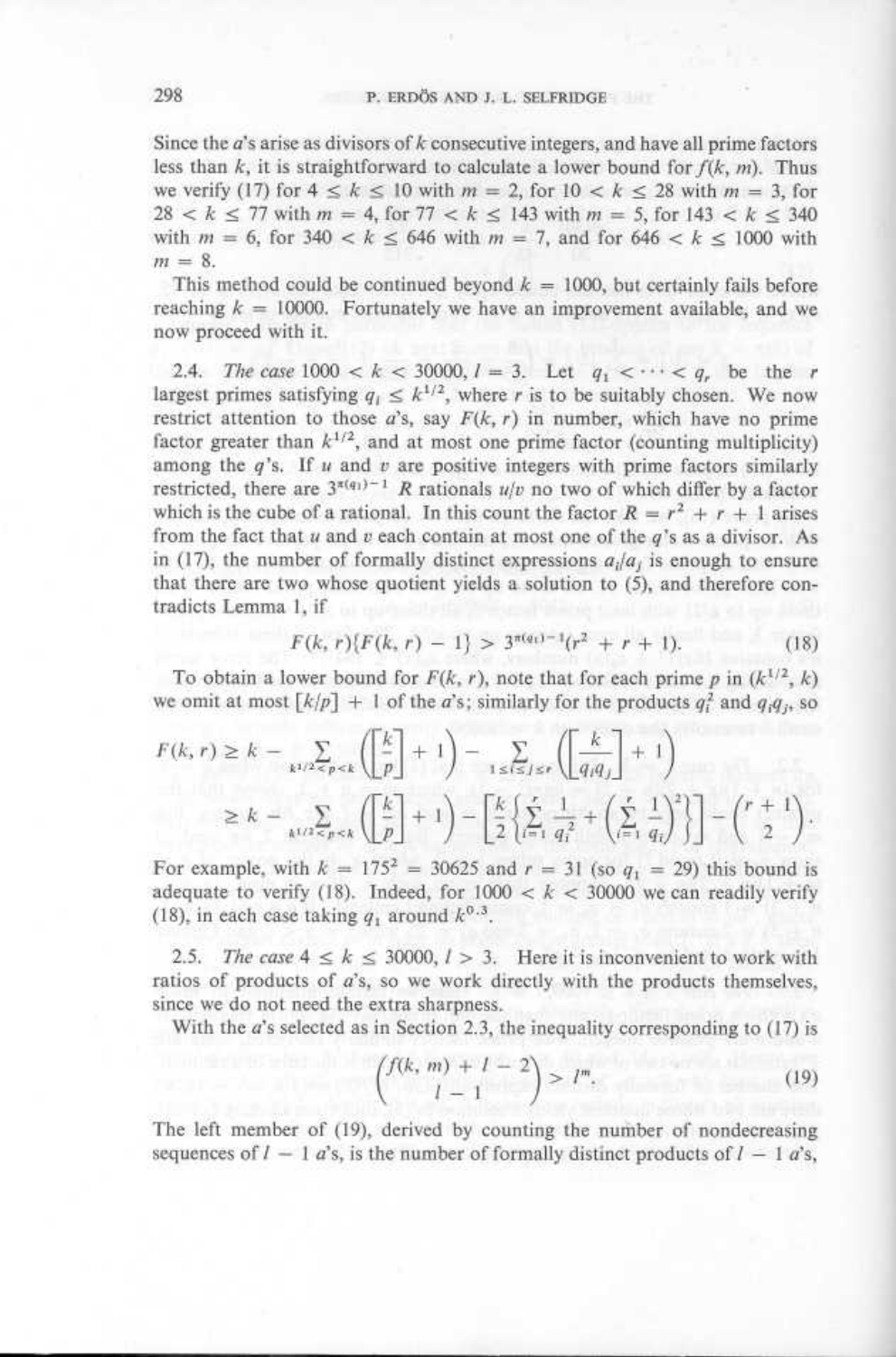Since the $a$'s arise as divisors of $k$ consecutive integers, and have all prime factors less than $k$, it is straightforward to calculate a lower bound for $f(k, m)$. Thus we verify (17) for $4 \le k \le 10$ with $m = 2$, for $10 < k \le 28$ with $m = 3$, for $28 < k \le 77$ with $m = 4$, for $77 < k \le 143$ with $m = 5$, for $143 < k \le 340$ with $m = 6$, for $340 < k \le 646$ with $m = 7$, and for $646 < k \le 1000$ with $m = 8$.

This method could be continued beyond $k = 1000$, but certainly fails before reaching $k = 10000$. Fortunately we have an improvement available, and we now proceed with it.

2.4. *The case* $1000 < k < 30000$, $l = 3$. Let $q_1 < \cdots < q_r$ be the $r$ largest primes satisfying $q_i \le k^{1/2}$, where $r$ is to be suitably chosen. We now restrict attention to those $a$'s, say $F(k, r)$ in number, which have no prime factor greater than $k^{1/2}$, and at most one prime factor (counting multiplicity) among the $q$'s. If $u$ and $v$ are positive integers with prime factors similarly restricted, there are $3^{\pi(q_1)-1} R$ rationals $u/v$ no two of which differ by a factor which is the cube of a rational. In this count the factor $R = r^2 + r + 1$ arises from the fact that $u$ and $v$ each contain at most one of the $q$'s as a divisor. As in (17), the number of formally distinct expressions $a_i/a_j$ is enough to ensure that there are two whose quotient yields a solution to (5), and therefore contradicts Lemma 1, if

$$F(k, r)\{F(k, r) - 1\} > 3^{\pi(q_1)-1}(r^2 + r + 1). \tag{18}$$

To obtain a lower bound for $F(k, r)$, note that for each prime $p$ in $(k^{1/2}, k)$ we omit at most $[k/p] + 1$ of the $a$'s; similarly for the products $q_i^2$ and $q_i q_j$, so

$$\begin{aligned} F(k, r) &\ge k - \sum_{k^{1/2} < p < k} \left(\left[\frac{k}{p}\right] + 1\right) - \sum_{1 \le i \le j \le r} \left(\left[\frac{k}{q_i q_j}\right] + 1\right) \\ &\ge k - \sum_{k^{1/2} < p < k} \left(\left[\frac{k}{p}\right] + 1\right) - \left[\frac{k}{2}\left\{\sum_{i=1}^{r} \frac{1}{q_i^2} + \left(\sum_{i=1}^{r} \frac{1}{q_i}\right)^2\right\}\right] - \binom{r+1}{2}. \end{aligned}$$

For example, with $k = 175^2 = 30625$ and $r = 31$ (so $q_1 = 29$) this bound is adequate to verify (18). Indeed, for $1000 < k < 30000$ we can readily verify (18), in each case taking $q_1$ around $k^{0.3}$.

2.5. *The case* $4 \le k \le 30000$, $l > 3$. Here it is inconvenient to work with ratios of products of $a$'s, so we work directly with the products themselves, since we do not need the extra sharpness.

With the $a$'s selected as in Section 2.3, the inequality corresponding to (17) is

$$\binom{f(k, m) + l - 2}{l - 1} > l^m. \tag{19}$$

The left member of (19), derived by counting the number of nondecreasing sequences of $l - 1$ $a$'s, is the number of formally distinct products of $l - 1$ $a$'s,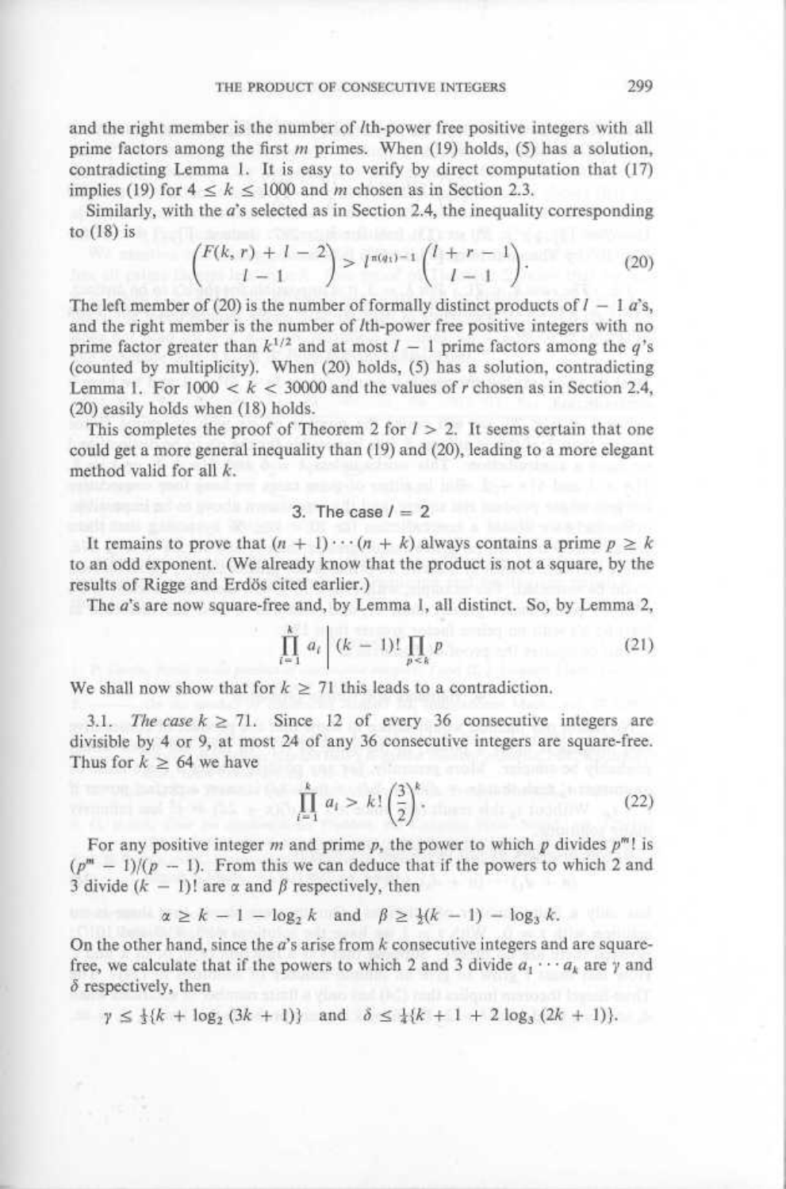and the right member is the number of $l$th-power free positive integers with all prime factors among the first $m$ primes. When (19) holds, (5) has a solution, contradicting Lemma 1. It is easy to verify by direct computation that (17) implies (19) for $4 \leq k \leq 1000$ and $m$ chosen as in Section 2.3.

Similarly, with the $a$'s selected as in Section 2.4, the inequality corresponding to (18) is

$$\binom{F(k, r) + l - 2}{l - 1} > l^{\pi(q_1) - 1} \binom{l + r - 1}{l - 1}. \tag{20}$$

The left member of (20) is the number of formally distinct products of $l - 1$ $a$'s, and the right member is the number of $l$th-power free positive integers with no prime factor greater than $k^{1/2}$ and at most $l - 1$ prime factors among the $q$'s (counted by multiplicity). When (20) holds, (5) has a solution, contradicting Lemma 1. For $1000 < k < 30000$ and the values of $r$ chosen as in Section 2.4, (20) easily holds when (18) holds.

This completes the proof of Theorem 2 for $l > 2$. It seems certain that one could get a more general inequality than (19) and (20), leading to a more elegant method valid for all $k$.

## 3. The case $l = 2$

It remains to prove that $(n + 1) \cdots (n + k)$ always contains a prime $p \geq k$ to an odd exponent. (We already know that the product is not a square, by the results of Rigge and Erdös cited earlier.)

The $a$'s are now square-free and, by Lemma 1, all distinct. So, by Lemma 2,

$$\prod_{i=1}^{k} a_i \,\Big|\, (k - 1)! \prod_{p < k} p \tag{21}$$

We shall now show that for $k \geq 71$ this leads to a contradiction.

3.1. *The case* $k \geq 71$. Since 12 of every 36 consecutive integers are divisible by 4 or 9, at most 24 of any 36 consecutive integers are square-free. Thus for $k \geq 64$ we have

$$\prod_{i=1}^{k} a_i > k! \left(\frac{3}{2}\right)^k. \tag{22}$$

For any positive integer $m$ and prime $p$, the power to which $p$ divides $p^m!$ is $(p^m - 1)/(p - 1)$. From this we can deduce that if the powers to which 2 and 3 divide $(k - 1)!$ are $\alpha$ and $\beta$ respectively, then

$$\alpha \geq k - 1 - \log_2 k \quad \text{and} \quad \beta \geq \tfrac{1}{2}(k - 1) - \log_3 k.$$

On the other hand, since the $a$'s arise from $k$ consecutive integers and are square-free, we calculate that if the powers to which 2 and 3 divide $a_1 \cdots a_k$ are $\gamma$ and $\delta$ respectively, then

$$\gamma \leq \tfrac{1}{3}\{k + \log_2 (3k + 1)\} \quad \text{and} \quad \delta \leq \tfrac{1}{4}\{k + 1 + 2 \log_3 (2k + 1)\}.$$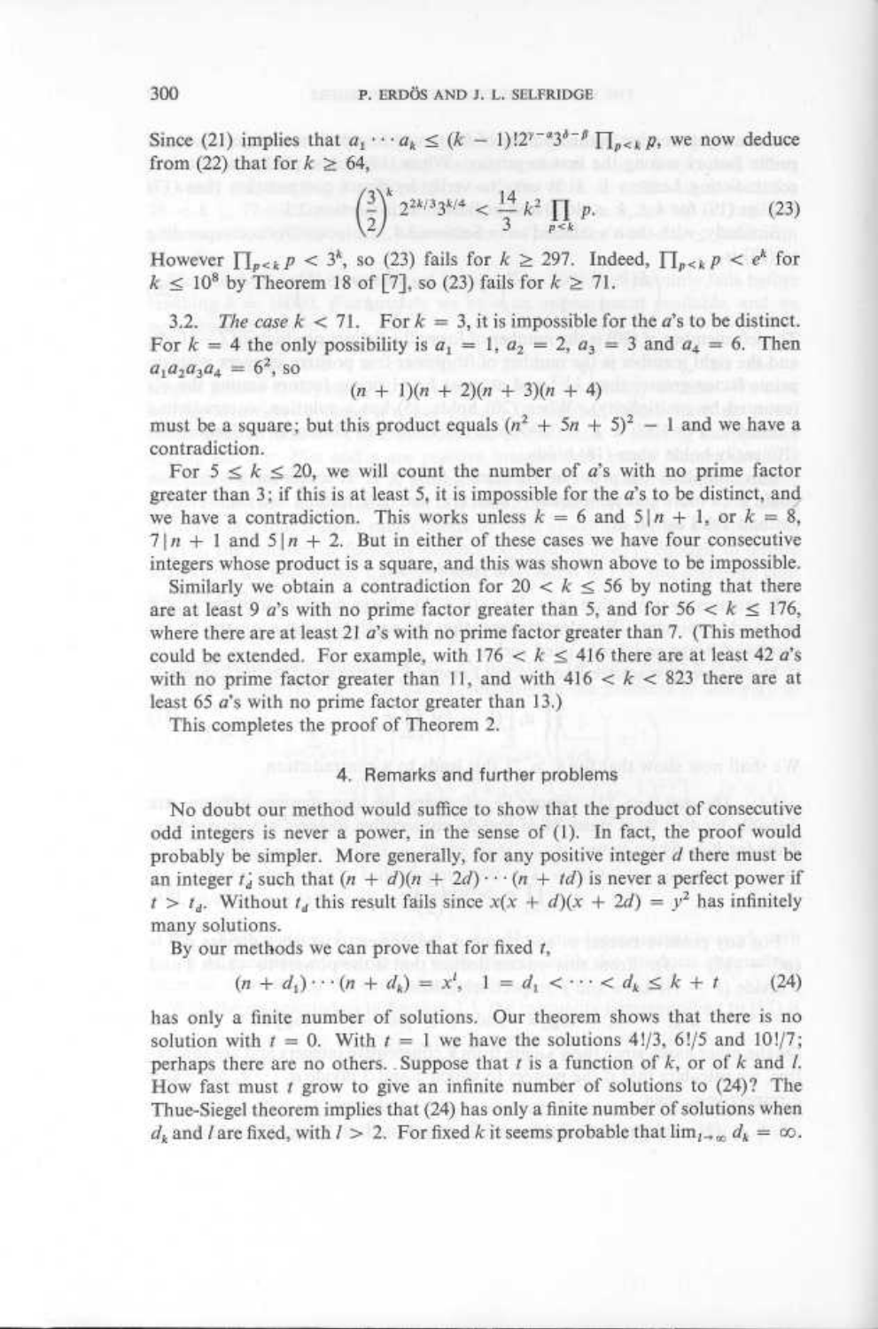Since (21) implies that $a_1 \cdots a_k \leq (k-1)! 2^{\gamma-\alpha} 3^{\delta-\beta} \prod_{p<k} p$, we now deduce from (22) that for $k \geq 64$,

$$\left(\frac{3}{2}\right)^k 2^{2k/3} 3^{k/4} < \frac{14}{3} k^2 \prod_{p<k} p. \tag{23}$$

However $\prod_{p<k} p < 3^k$, so (23) fails for $k \geq 297$. Indeed, $\prod_{p<k} p < e^k$ for $k \leq 10^8$ by Theorem 18 of [7], so (23) fails for $k \geq 71$.

3.2. *The case $k < 71$.* For $k = 3$, it is impossible for the $a$'s to be distinct. For $k = 4$ the only possibility is $a_1 = 1$, $a_2 = 2$, $a_3 = 3$ and $a_4 = 6$. Then $a_1 a_2 a_3 a_4 = 6^2$, so

$$(n+1)(n+2)(n+3)(n+4)$$

must be a square; but this product equals $(n^2 + 5n + 5)^2 - 1$ and we have a contradiction.

For $5 \leq k \leq 20$, we will count the number of $a$'s with no prime factor greater than 3; if this is at least 5, it is impossible for the $a$'s to be distinct, and we have a contradiction. This works unless $k = 6$ and $5 | n + 1$, or $k = 8$, $7 | n + 1$ and $5 | n + 2$. But in either of these cases we have four consecutive integers whose product is a square, and this was shown above to be impossible.

Similarly we obtain a contradiction for $20 < k \leq 56$ by noting that there are at least 9 $a$'s with no prime factor greater than 5, and for $56 < k \leq 176$, where there are at least 21 $a$'s with no prime factor greater than 7. (This method could be extended. For example, with $176 < k \leq 416$ there are at least 42 $a$'s with no prime factor greater than 11, and with $416 < k < 823$ there are at least 65 $a$'s with no prime factor greater than 13.)

This completes the proof of Theorem 2.

## 4. Remarks and further problems

No doubt our method would suffice to show that the product of consecutive odd integers is never a power, in the sense of (1). In fact, the proof would probably be simpler. More generally, for any positive integer $d$ there must be an integer $t_d$ such that $(n + d)(n + 2d) \cdots (n + td)$ is never a perfect power if $t > t_d$. Without $t_d$ this result fails since $x(x + d)(x + 2d) = y^2$ has infinitely many solutions.

By our methods we can prove that for fixed $t$,

$$(n + d_1) \cdots (n + d_k) = x^l, \quad 1 = d_1 < \cdots < d_k \leq k + t \tag{24}$$

has only a finite number of solutions. Our theorem shows that there is no solution with $t = 0$. With $t = 1$ we have the solutions $4!/3$, $6!/5$ and $10!/7$; perhaps there are no others. Suppose that $t$ is a function of $k$, or of $k$ and $l$. How fast must $t$ grow to give an infinite number of solutions to (24)? The Thue-Siegel theorem implies that (24) has only a finite number of solutions when $d_k$ and $l$ are fixed, with $l > 2$. For fixed $k$ it seems probable that $\lim_{l \to \infty} d_k = \infty$.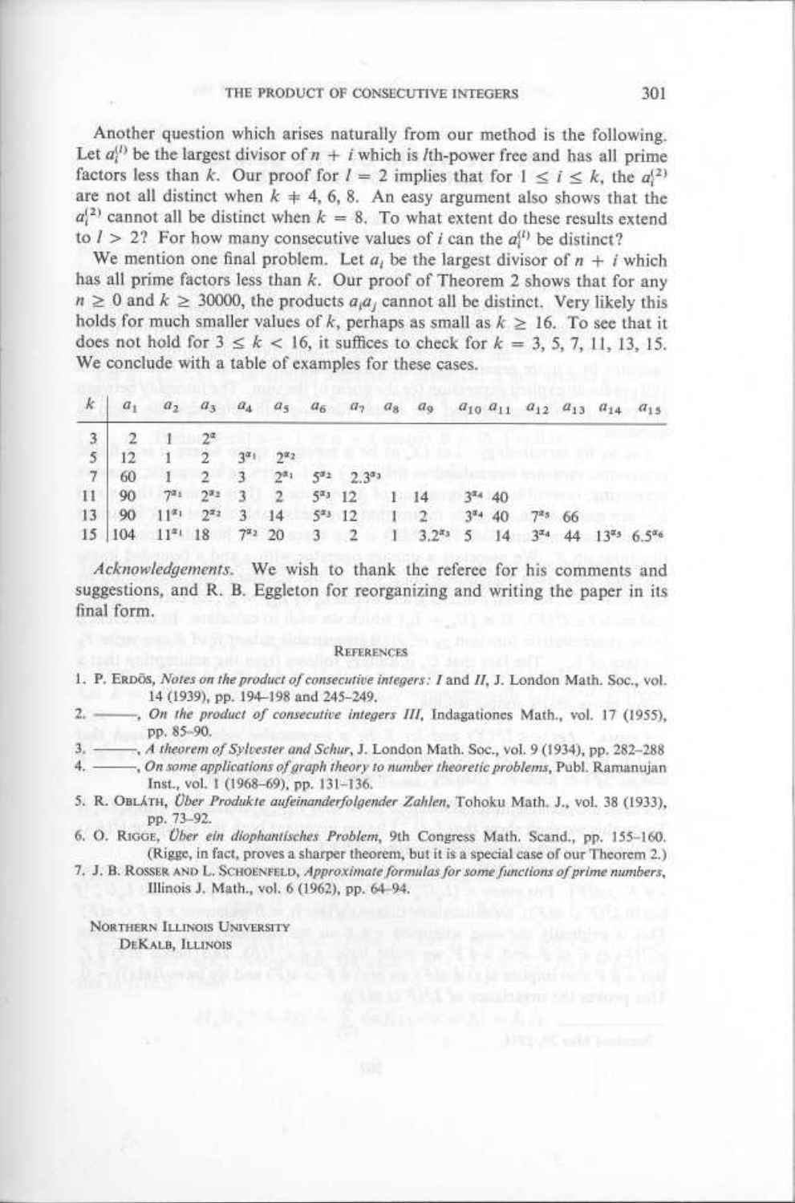Another question which arises naturally from our method is the following. Let $a_i^{(l)}$ be the largest divisor of $n + i$ which is $l$th-power free and has all prime factors less than $k$. Our proof for $l = 2$ implies that for $1 \leq i \leq k$, the $a_i^{(2)}$ are not all distinct when $k \neq 4, 6, 8$. An easy argument also shows that the $a_i^{(2)}$ cannot all be distinct when $k = 8$. To what extent do these results extend to $l > 2$? For how many consecutive values of $i$ can the $a_i^{(l)}$ be distinct?

We mention one final problem. Let $a_i$ be the largest divisor of $n + i$ which has all prime factors less than $k$. Our proof of Theorem 2 shows that for any $n \geq 0$ and $k \geq 30000$, the products $a_i a_j$ cannot all be distinct. Very likely this holds for much smaller values of $k$, perhaps as small as $k \geq 16$. To see that it does not hold for $3 \leq k < 16$, it suffices to check for $k = 3, 5, 7, 11, 13, 15$. We conclude with a table of examples for these cases.

| $k$ | $a_1$ | $a_2$ | $a_3$ | $a_4$ | $a_5$ | $a_6$ | $a_7$ | $a_8$ | $a_9$ | $a_{10}$ | $a_{11}$ | $a_{12}$ | $a_{13}$ | $a_{14}$ | $a_{15}$ |
|---|---|---|---|---|---|---|---|---|---|---|---|---|---|---|---|
| 3 | 2 | 1 | $2^{\alpha}$ | | | | | | | | | | | | |
| 5 | 12 | 1 | 2 | $3^{\alpha_1}$ | $2^{\alpha_2}$ | | | | | | | | | | |
| 7 | 60 | 1 | 2 | 3 | $2^{\alpha_1}$ | $5^{\alpha_2}$ | $2.3^{\alpha_3}$ | | | | | | | | |
| 11 | 90 | $7^{\alpha_1}$ | $2^{\alpha_2}$ | 3 | 2 | $5^{\alpha_3}$ | 12 | 1 | 14 | $3^{\alpha_4}$ | 40 | | | | |
| 13 | 90 | $11^{\alpha_1}$ | $2^{\alpha_2}$ | 3 | 14 | $5^{\alpha_3}$ | 12 | 1 | 2 | $3^{\alpha_4}$ | 40 | $7^{\alpha_5}$ | 66 | | |
| 15 | 104 | $11^{\alpha_1}$ | 18 | $7^{\alpha_2}$ | 20 | 3 | 2 | 1 | $3.2^{\alpha_3}$ | 5 | 14 | $3^{\alpha_4}$ | 44 | $13^{\alpha_5}$ | $6.5^{\alpha_6}$ |

*Acknowledgements.* We wish to thank the referee for his comments and suggestions, and R. B. Eggleton for reorganizing and writing the paper in its final form.

## References

1. P. Erdős, *Notes on the product of consecutive integers: I and II*, J. London Math. Soc., vol. 14 (1939), pp. 194–198 and 245–249.
2. ———, *On the product of consecutive integers III*, Indagationes Math., vol. 17 (1955), pp. 85–90.
3. ———, *A theorem of Sylvester and Schur*, J. London Math. Soc., vol. 9 (1934), pp. 282–288
4. ———, *On some applications of graph theory to number theoretic problems*, Publ. Ramanujan Inst., vol. 1 (1968–69), pp. 131–136.
5. R. Obláth, *Über Produkte aufeinanderfolgender Zahlen*, Tohoku Math. J., vol. 38 (1933), pp. 73–92.
6. O. Rigge, *Über ein diophantisches Problem*, 9th Congress Math. Scand., pp. 155–160. (Rigge, in fact, proves a sharper theorem, but it is a special case of our Theorem 2.)
7. J. B. Rosser and L. Schoenfeld, *Approximate formulas for some functions of prime numbers*, Illinois J. Math., vol. 6 (1962), pp. 64–94.

Northern Illinois University
DeKalb, Illinois